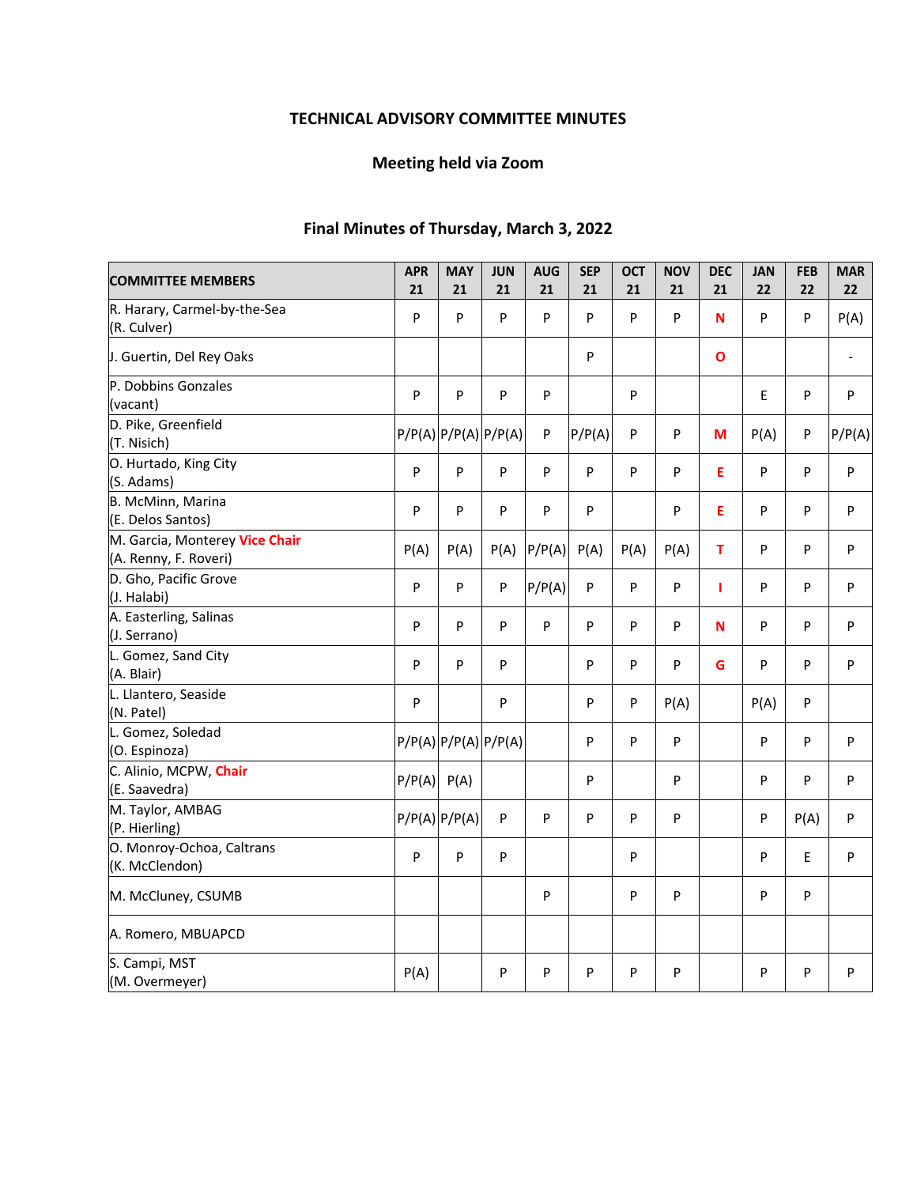**TECHNICAL ADVISORY COMMITTEE MINUTES**

**Meeting held via Zoom**

**Final Minutes of Thursday, March 3, 2022**

| COMMITTEE MEMBERS | APR 21 | MAY 21 | JUN 21 | AUG 21 | SEP 21 | OCT 21 | NOV 21 | DEC 21 | JAN 22 | FEB 22 | MAR 22 |
|---|---|---|---|---|---|---|---|---|---|---|---|
| R. Harary, Carmel-by-the-Sea (R. Culver) | P | P | P | P | P | P | P | N | P | P | P(A) |
| J. Guertin, Del Rey Oaks | | | | | P | | | O | | | - |
| P. Dobbins Gonzales (vacant) | P | P | P | P | | P | | | E | P | P |
| D. Pike, Greenfield (T. Nisich) | P/P(A) | P/P(A) | P/P(A) | P | P/P(A) | P | P | M | P(A) | P | P/P(A) |
| O. Hurtado, King City (S. Adams) | P | P | P | P | P | P | P | E | P | P | P |
| B. McMinn, Marina (E. Delos Santos) | P | P | P | P | P | | P | E | P | P | P |
| M. Garcia, Monterey **Vice Chair** (A. Renny, F. Roveri) | P(A) | P(A) | P(A) | P/P(A) | P(A) | P(A) | P(A) | T | P | P | P |
| D. Gho, Pacific Grove (J. Halabi) | P | P | P | P/P(A) | P | P | P | I | P | P | P |
| A. Easterling, Salinas (J. Serrano) | P | P | P | P | P | P | P | N | P | P | P |
| L. Gomez, Sand City (A. Blair) | P | P | P | | P | P | P | G | P | P | P |
| L. Llantero, Seaside (N. Patel) | P | | P | | P | P | P(A) | | P(A) | P | |
| L. Gomez, Soledad (O. Espinoza) | P/P(A) | P/P(A) | P/P(A) | | P | P | P | | P | P | P |
| C. Alinio, MCPW, **Chair** (E. Saavedra) | P/P(A) | P(A) | | | P | | P | | P | P | P |
| M. Taylor, AMBAG (P. Hierling) | P/P(A) | P/P(A) | P | P | P | P | P | | P | P(A) | P |
| O. Monroy-Ochoa, Caltrans (K. McClendon) | P | P | P | | | P | | | P | E | P |
| M. McCluney, CSUMB | | | | P | | P | P | | P | P | |
| A. Romero, MBUAPCD | | | | | | | | | | | |
| S. Campi, MST (M. Overmeyer) | P(A) | | P | P | P | P | P | | P | P | P |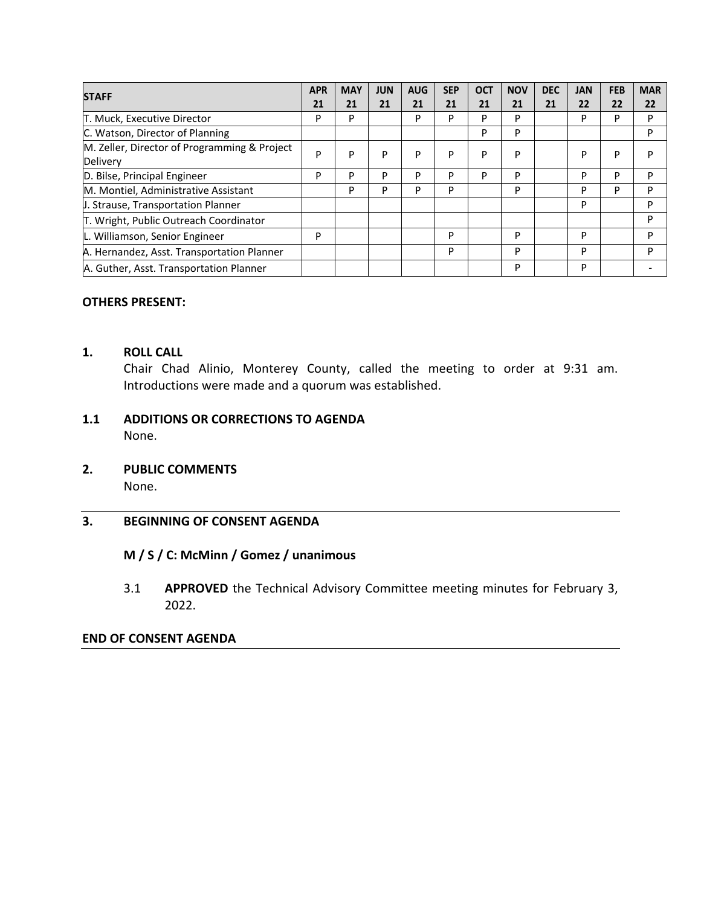| STAFF | APR 21 | MAY 21 | JUN 21 | AUG 21 | SEP 21 | OCT 21 | NOV 21 | DEC 21 | JAN 22 | FEB 22 | MAR 22 |
|---|---|---|---|---|---|---|---|---|---|---|---|
| T. Muck, Executive Director | P | P | | P | P | P | P | | P | P | P |
| C. Watson, Director of Planning | | | | | | P | P | | | | P |
| M. Zeller, Director of Programming & Project Delivery | P | P | P | P | P | P | P | | P | P | P |
| D. Bilse, Principal Engineer | P | P | P | P | P | P | P | | P | P | P |
| M. Montiel, Administrative Assistant | | P | P | P | P | | P | | P | P | P |
| J. Strause, Transportation Planner | | | | | | | | | P | | P |
| T. Wright, Public Outreach Coordinator | | | | | | | | | | | P |
| L. Williamson, Senior Engineer | P | | | | P | | P | | P | | P |
| A. Hernandez, Asst. Transportation Planner | | | | | P | | P | | P | | P |
| A. Guther, Asst. Transportation Planner | | | | | | | P | | P | | - |

**OTHERS PRESENT:**

**1. ROLL CALL**

Chair Chad Alinio, Monterey County, called the meeting to order at 9:31 am. Introductions were made and a quorum was established.

**1.1 ADDITIONS OR CORRECTIONS TO AGENDA**

None.

**2. PUBLIC COMMENTS**

None.

**3. BEGINNING OF CONSENT AGENDA**

**M / S / C: McMinn / Gomez / unanimous**

3.1 **APPROVED** the Technical Advisory Committee meeting minutes for February 3, 2022.

**END OF CONSENT AGENDA**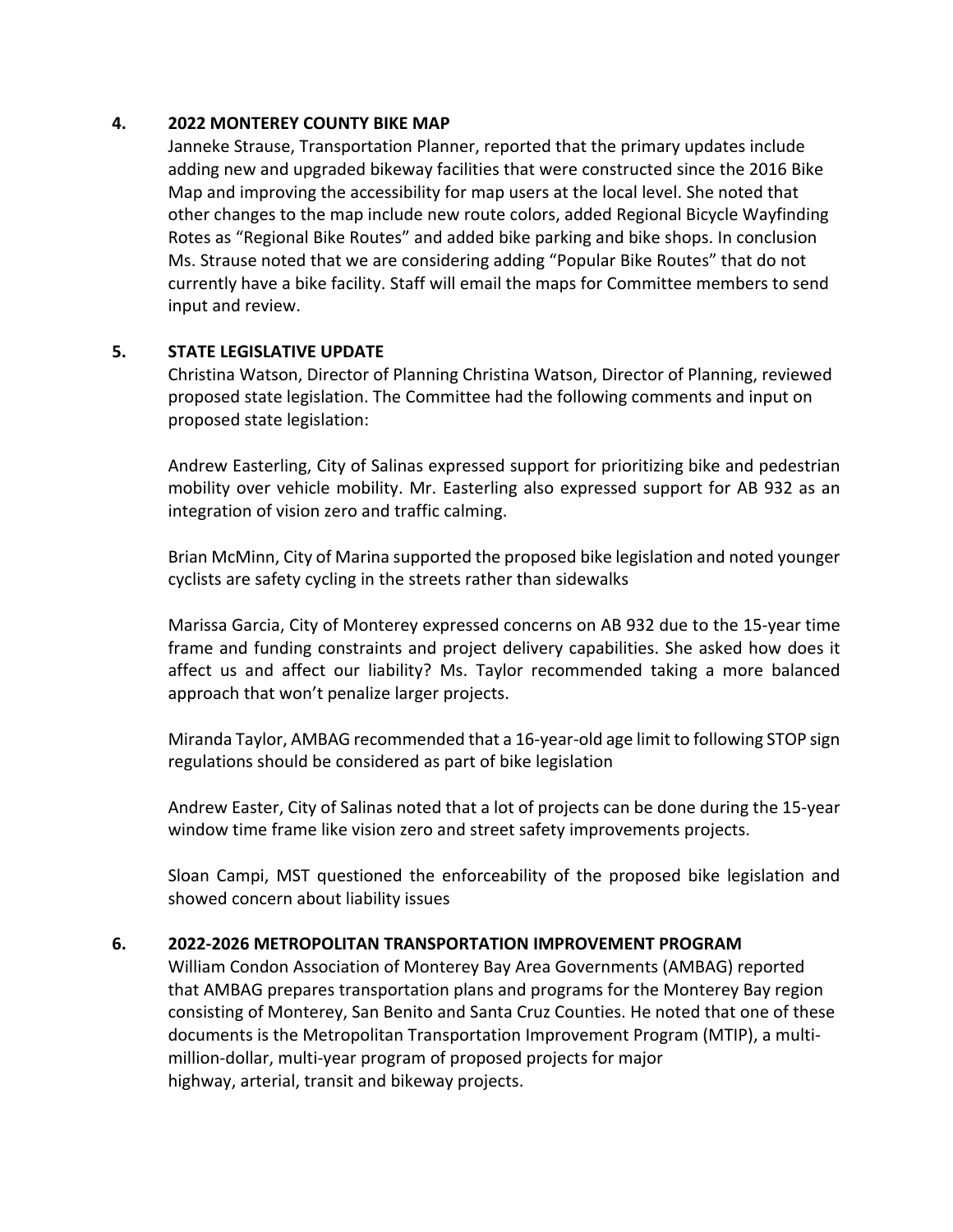## 4. 2022 MONTEREY COUNTY BIKE MAP

Janneke Strause, Transportation Planner, reported that the primary updates include adding new and upgraded bikeway facilities that were constructed since the 2016 Bike Map and improving the accessibility for map users at the local level. She noted that other changes to the map include new route colors, added Regional Bicycle Wayfinding Rotes as "Regional Bike Routes" and added bike parking and bike shops. In conclusion Ms. Strause noted that we are considering adding "Popular Bike Routes" that do not currently have a bike facility. Staff will email the maps for Committee members to send input and review.

## 5. STATE LEGISLATIVE UPDATE

Christina Watson, Director of Planning Christina Watson, Director of Planning, reviewed proposed state legislation. The Committee had the following comments and input on proposed state legislation:

Andrew Easterling, City of Salinas expressed support for prioritizing bike and pedestrian mobility over vehicle mobility. Mr. Easterling also expressed support for AB 932 as an integration of vision zero and traffic calming.

Brian McMinn, City of Marina supported the proposed bike legislation and noted younger cyclists are safety cycling in the streets rather than sidewalks

Marissa Garcia, City of Monterey expressed concerns on AB 932 due to the 15-year time frame and funding constraints and project delivery capabilities. She asked how does it affect us and affect our liability? Ms. Taylor recommended taking a more balanced approach that won't penalize larger projects.

Miranda Taylor, AMBAG recommended that a 16-year-old age limit to following STOP sign regulations should be considered as part of bike legislation

Andrew Easter, City of Salinas noted that a lot of projects can be done during the 15-year window time frame like vision zero and street safety improvements projects.

Sloan Campi, MST questioned the enforceability of the proposed bike legislation and showed concern about liability issues

## 6. 2022-2026 METROPOLITAN TRANSPORTATION IMPROVEMENT PROGRAM

William Condon Association of Monterey Bay Area Governments (AMBAG) reported that AMBAG prepares transportation plans and programs for the Monterey Bay region consisting of Monterey, San Benito and Santa Cruz Counties. He noted that one of these documents is the Metropolitan Transportation Improvement Program (MTIP), a multi-million-dollar, multi-year program of proposed projects for major highway, arterial, transit and bikeway projects.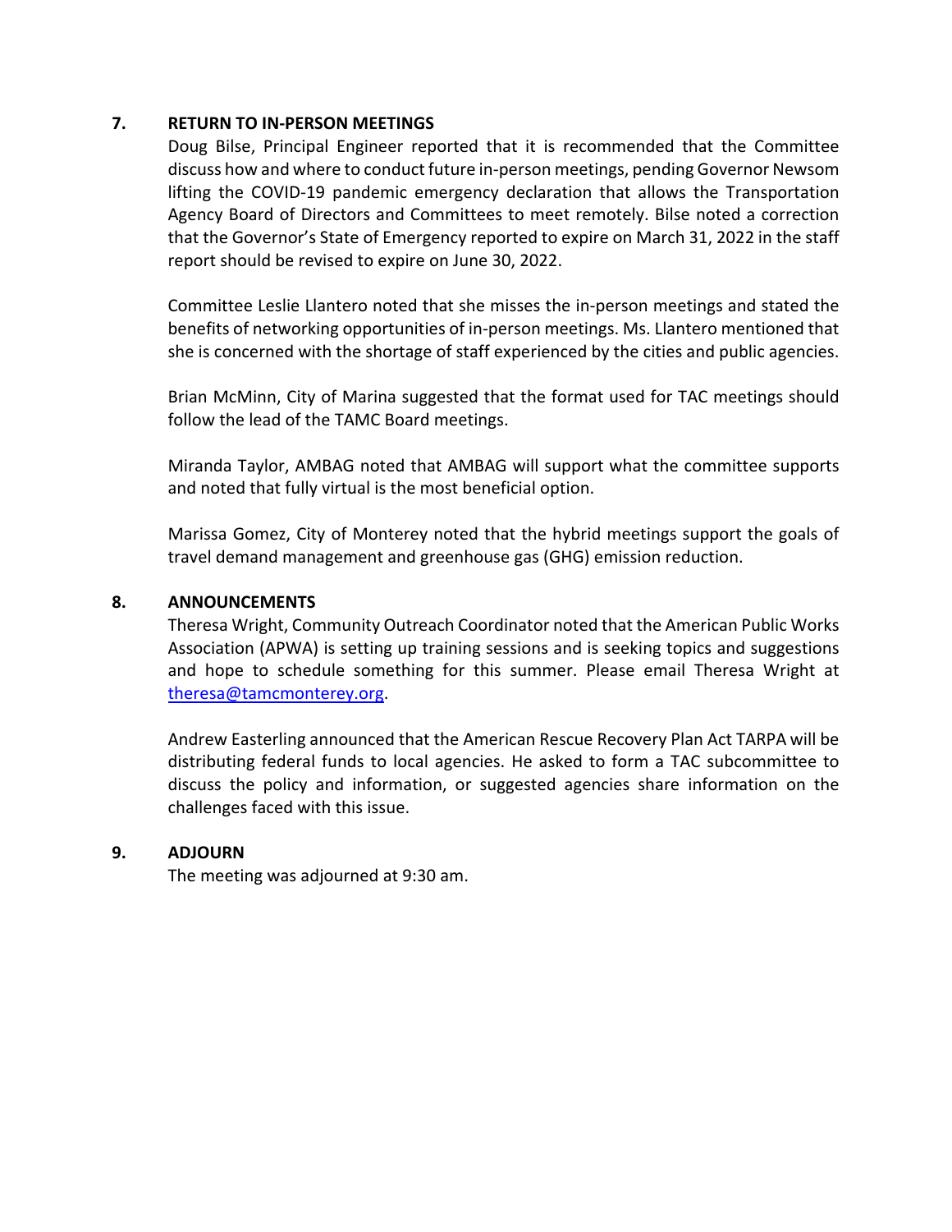**7. RETURN TO IN-PERSON MEETINGS**

Doug Bilse, Principal Engineer reported that it is recommended that the Committee discuss how and where to conduct future in-person meetings, pending Governor Newsom lifting the COVID-19 pandemic emergency declaration that allows the Transportation Agency Board of Directors and Committees to meet remotely. Bilse noted a correction that the Governor's State of Emergency reported to expire on March 31, 2022 in the staff report should be revised to expire on June 30, 2022.

Committee Leslie Llantero noted that she misses the in-person meetings and stated the benefits of networking opportunities of in-person meetings. Ms. Llantero mentioned that she is concerned with the shortage of staff experienced by the cities and public agencies.

Brian McMinn, City of Marina suggested that the format used for TAC meetings should follow the lead of the TAMC Board meetings.

Miranda Taylor, AMBAG noted that AMBAG will support what the committee supports and noted that fully virtual is the most beneficial option.

Marissa Gomez, City of Monterey noted that the hybrid meetings support the goals of travel demand management and greenhouse gas (GHG) emission reduction.

**8. ANNOUNCEMENTS**

Theresa Wright, Community Outreach Coordinator noted that the American Public Works Association (APWA) is setting up training sessions and is seeking topics and suggestions and hope to schedule something for this summer. Please email Theresa Wright at theresa@tamcmonterey.org.

Andrew Easterling announced that the American Rescue Recovery Plan Act TARPA will be distributing federal funds to local agencies. He asked to form a TAC subcommittee to discuss the policy and information, or suggested agencies share information on the challenges faced with this issue.

**9. ADJOURN**

The meeting was adjourned at 9:30 am.